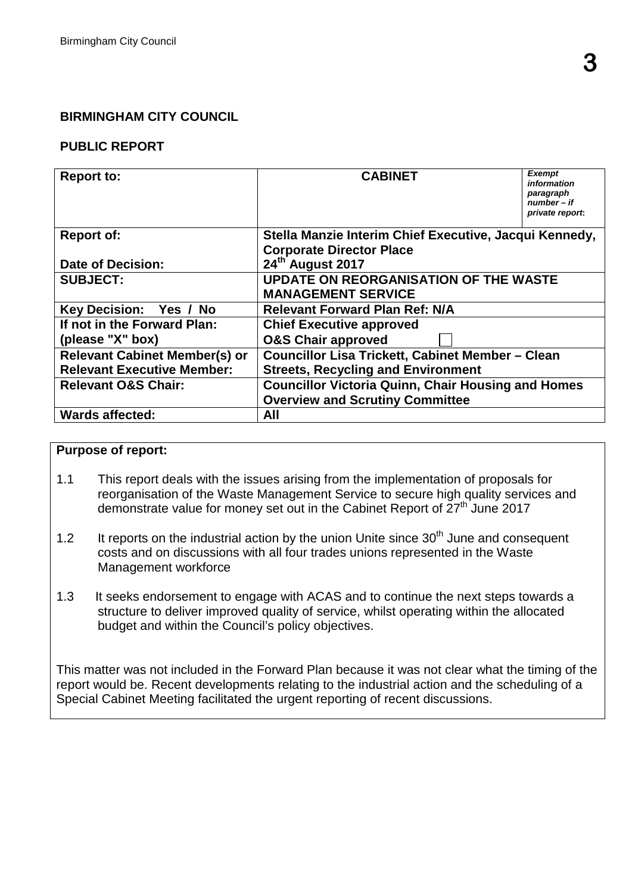**BIRMINGHAM CITY COUNCIL**

**PUBLIC REPORT**

| | | |
|---|---|---|
| **Report to:** | **CABINET** | ***Exempt information paragraph number – if private report:*** |
| **Report of:** | **Stella Manzie Interim Chief Executive, Jacqui Kennedy, Corporate Director Place** | |
| **Date of Decision:** | **24th August 2017** | |
| **SUBJECT:** | **UPDATE ON REORGANISATION OF THE WASTE MANAGEMENT SERVICE** | |
| **Key Decision: Yes / No** | **Relevant Forward Plan Ref: N/A** | |
| **If not in the Forward Plan: (please "X" box)** | **Chief Executive approved** **O&S Chair approved** ☐ | |
| **Relevant Cabinet Member(s) or Relevant Executive Member:** | **Councillor Lisa Trickett, Cabinet Member – Clean Streets, Recycling and Environment** | |
| **Relevant O&S Chair:** | **Councillor Victoria Quinn, Chair Housing and Homes Overview and Scrutiny Committee** | |
| **Wards affected:** | **All** | |

**Purpose of report:**

1.1 This report deals with the issues arising from the implementation of proposals for reorganisation of the Waste Management Service to secure high quality services and demonstrate value for money set out in the Cabinet Report of 27th June 2017

1.2 It reports on the industrial action by the union Unite since 30th June and consequent costs and on discussions with all four trades unions represented in the Waste Management workforce

1.3 It seeks endorsement to engage with ACAS and to continue the next steps towards a structure to deliver improved quality of service, whilst operating within the allocated budget and within the Council's policy objectives.

This matter was not included in the Forward Plan because it was not clear what the timing of the report would be. Recent developments relating to the industrial action and the scheduling of a Special Cabinet Meeting facilitated the urgent reporting of recent discussions.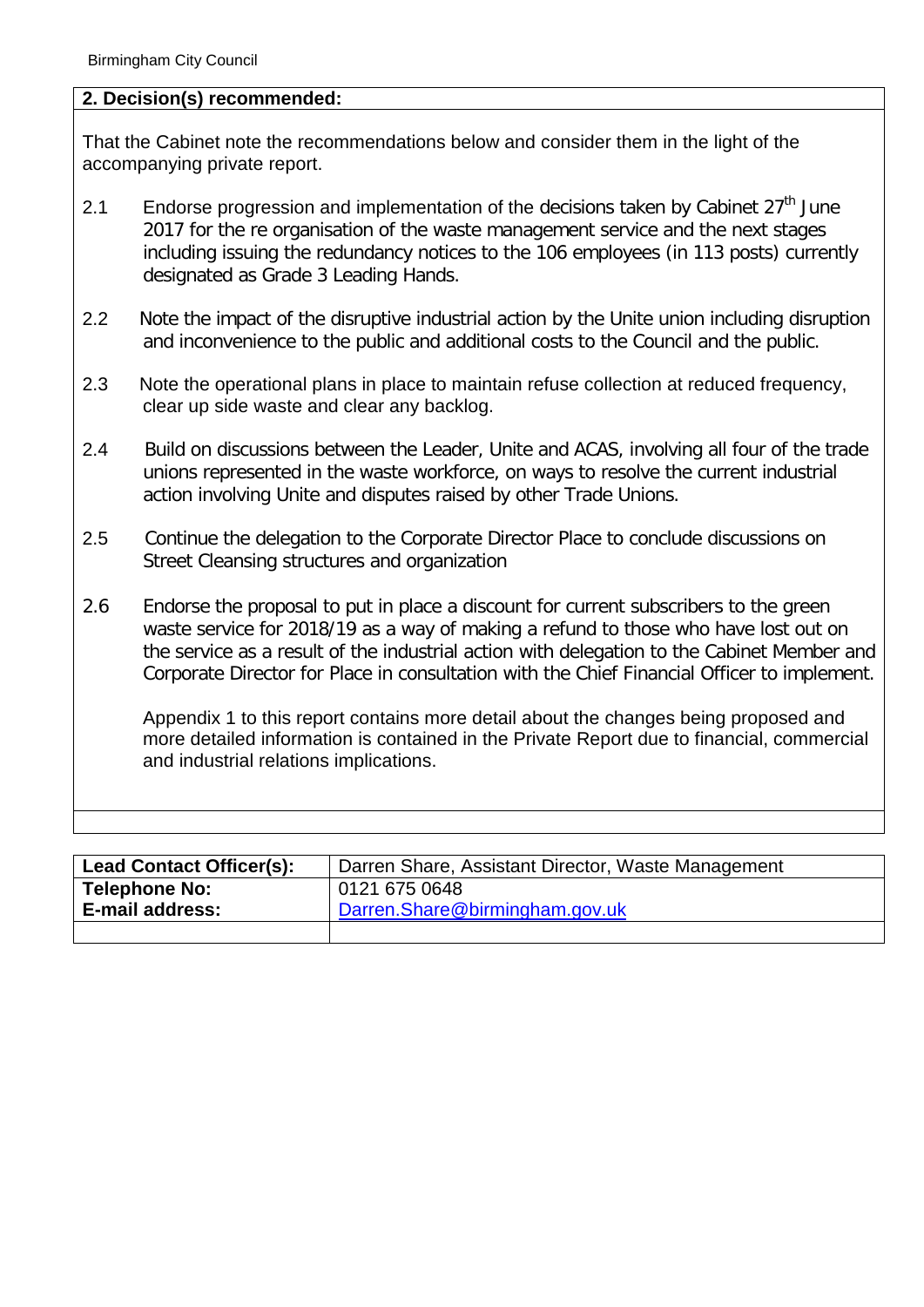## 2. Decision(s) recommended:

That the Cabinet note the recommendations below and consider them in the light of the accompanying private report.

2.1 Endorse progression and implementation of the decisions taken by Cabinet 27th June 2017 for the re organisation of the waste management service and the next stages including issuing the redundancy notices to the 106 employees (in 113 posts) currently designated as Grade 3 Leading Hands.

2.2 Note the impact of the disruptive industrial action by the Unite union including disruption and inconvenience to the public and additional costs to the Council and the public.

2.3 Note the operational plans in place to maintain refuse collection at reduced frequency, clear up side waste and clear any backlog.

2.4 Build on discussions between the Leader, Unite and ACAS, involving all four of the trade unions represented in the waste workforce, on ways to resolve the current industrial action involving Unite and disputes raised by other Trade Unions.

2.5 Continue the delegation to the Corporate Director Place to conclude discussions on Street Cleansing structures and organization

2.6 Endorse the proposal to put in place a discount for current subscribers to the green waste service for 2018/19 as a way of making a refund to those who have lost out on the service as a result of the industrial action with delegation to the Cabinet Member and Corporate Director for Place in consultation with the Chief Financial Officer to implement.

Appendix 1 to this report contains more detail about the changes being proposed and more detailed information is contained in the Private Report due to financial, commercial and industrial relations implications.

| | |
|---|---|
| **Lead Contact Officer(s):** | Darren Share, Assistant Director, Waste Management |
| **Telephone No:**<br>**E-mail address:** | 0121 675 0648<br>Darren.Share@birmingham.gov.uk |
| | |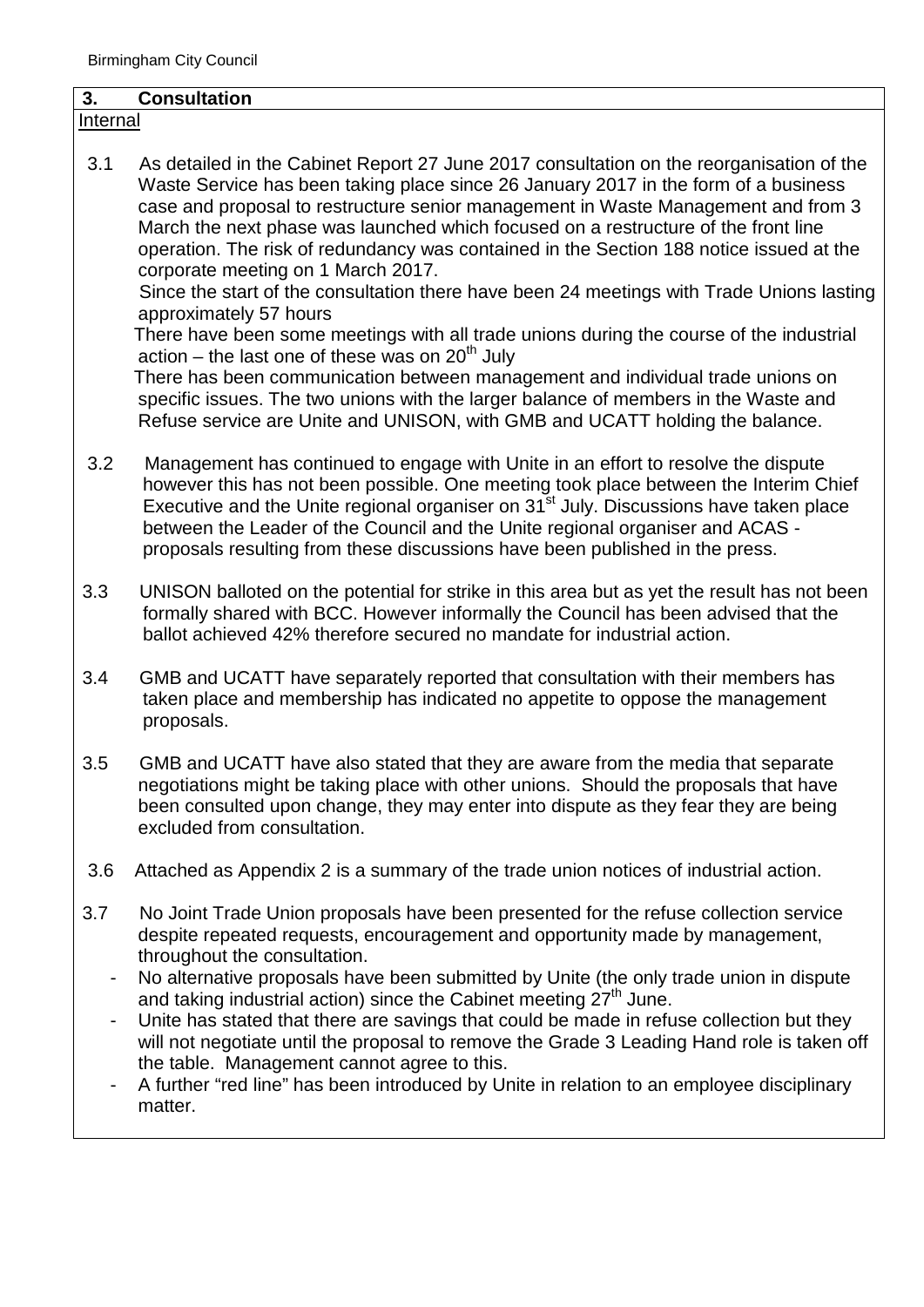## 3. Consultation

Internal

3.1 As detailed in the Cabinet Report 27 June 2017 consultation on the reorganisation of the Waste Service has been taking place since 26 January 2017 in the form of a business case and proposal to restructure senior management in Waste Management and from 3 March the next phase was launched which focused on a restructure of the front line operation. The risk of redundancy was contained in the Section 188 notice issued at the corporate meeting on 1 March 2017.

Since the start of the consultation there have been 24 meetings with Trade Unions lasting approximately 57 hours

There have been some meetings with all trade unions during the course of the industrial action – the last one of these was on 20th July

There has been communication between management and individual trade unions on specific issues. The two unions with the larger balance of members in the Waste and Refuse service are Unite and UNISON, with GMB and UCATT holding the balance.

3.2 Management has continued to engage with Unite in an effort to resolve the dispute however this has not been possible. One meeting took place between the Interim Chief Executive and the Unite regional organiser on 31st July. Discussions have taken place between the Leader of the Council and the Unite regional organiser and ACAS - proposals resulting from these discussions have been published in the press.

3.3 UNISON balloted on the potential for strike in this area but as yet the result has not been formally shared with BCC. However informally the Council has been advised that the ballot achieved 42% therefore secured no mandate for industrial action.

3.4 GMB and UCATT have separately reported that consultation with their members has taken place and membership has indicated no appetite to oppose the management proposals.

3.5 GMB and UCATT have also stated that they are aware from the media that separate negotiations might be taking place with other unions. Should the proposals that have been consulted upon change, they may enter into dispute as they fear they are being excluded from consultation.

3.6 Attached as Appendix 2 is a summary of the trade union notices of industrial action.

3.7 No Joint Trade Union proposals have been presented for the refuse collection service despite repeated requests, encouragement and opportunity made by management, throughout the consultation.

- No alternative proposals have been submitted by Unite (the only trade union in dispute and taking industrial action) since the Cabinet meeting 27th June.
- Unite has stated that there are savings that could be made in refuse collection but they will not negotiate until the proposal to remove the Grade 3 Leading Hand role is taken off the table. Management cannot agree to this.
- A further "red line" has been introduced by Unite in relation to an employee disciplinary matter.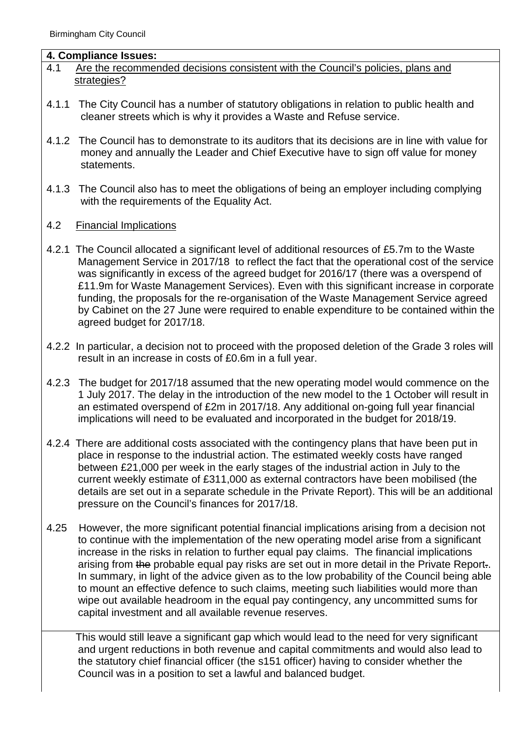## 4. Compliance Issues:

4.1 Are the recommended decisions consistent with the Council's policies, plans and strategies?

4.1.1 The City Council has a number of statutory obligations in relation to public health and cleaner streets which is why it provides a Waste and Refuse service.

4.1.2 The Council has to demonstrate to its auditors that its decisions are in line with value for money and annually the Leader and Chief Executive have to sign off value for money statements.

4.1.3 The Council also has to meet the obligations of being an employer including complying with the requirements of the Equality Act.

4.2 Financial Implications

4.2.1 The Council allocated a significant level of additional resources of £5.7m to the Waste Management Service in 2017/18 to reflect the fact that the operational cost of the service was significantly in excess of the agreed budget for 2016/17 (there was a overspend of £11.9m for Waste Management Services). Even with this significant increase in corporate funding, the proposals for the re-organisation of the Waste Management Service agreed by Cabinet on the 27 June were required to enable expenditure to be contained within the agreed budget for 2017/18.

4.2.2 In particular, a decision not to proceed with the proposed deletion of the Grade 3 roles will result in an increase in costs of £0.6m in a full year.

4.2.3 The budget for 2017/18 assumed that the new operating model would commence on the 1 July 2017. The delay in the introduction of the new model to the 1 October will result in an estimated overspend of £2m in 2017/18. Any additional on-going full year financial implications will need to be evaluated and incorporated in the budget for 2018/19.

4.2.4 There are additional costs associated with the contingency plans that have been put in place in response to the industrial action. The estimated weekly costs have ranged between £21,000 per week in the early stages of the industrial action in July to the current weekly estimate of £311,000 as external contractors have been mobilised (the details are set out in a separate schedule in the Private Report). This will be an additional pressure on the Council's finances for 2017/18.

4.25 However, the more significant potential financial implications arising from a decision not to continue with the implementation of the new operating model arise from a significant increase in the risks in relation to further equal pay claims. The financial implications arising from ~~the~~ probable equal pay risks are set out in more detail in the Private Report~~.~~. In summary, in light of the advice given as to the low probability of the Council being able to mount an effective defence to such claims, meeting such liabilities would more than wipe out available headroom in the equal pay contingency, any uncommitted sums for capital investment and all available revenue reserves.

This would still leave a significant gap which would lead to the need for very significant and urgent reductions in both revenue and capital commitments and would also lead to the statutory chief financial officer (the s151 officer) having to consider whether the Council was in a position to set a lawful and balanced budget.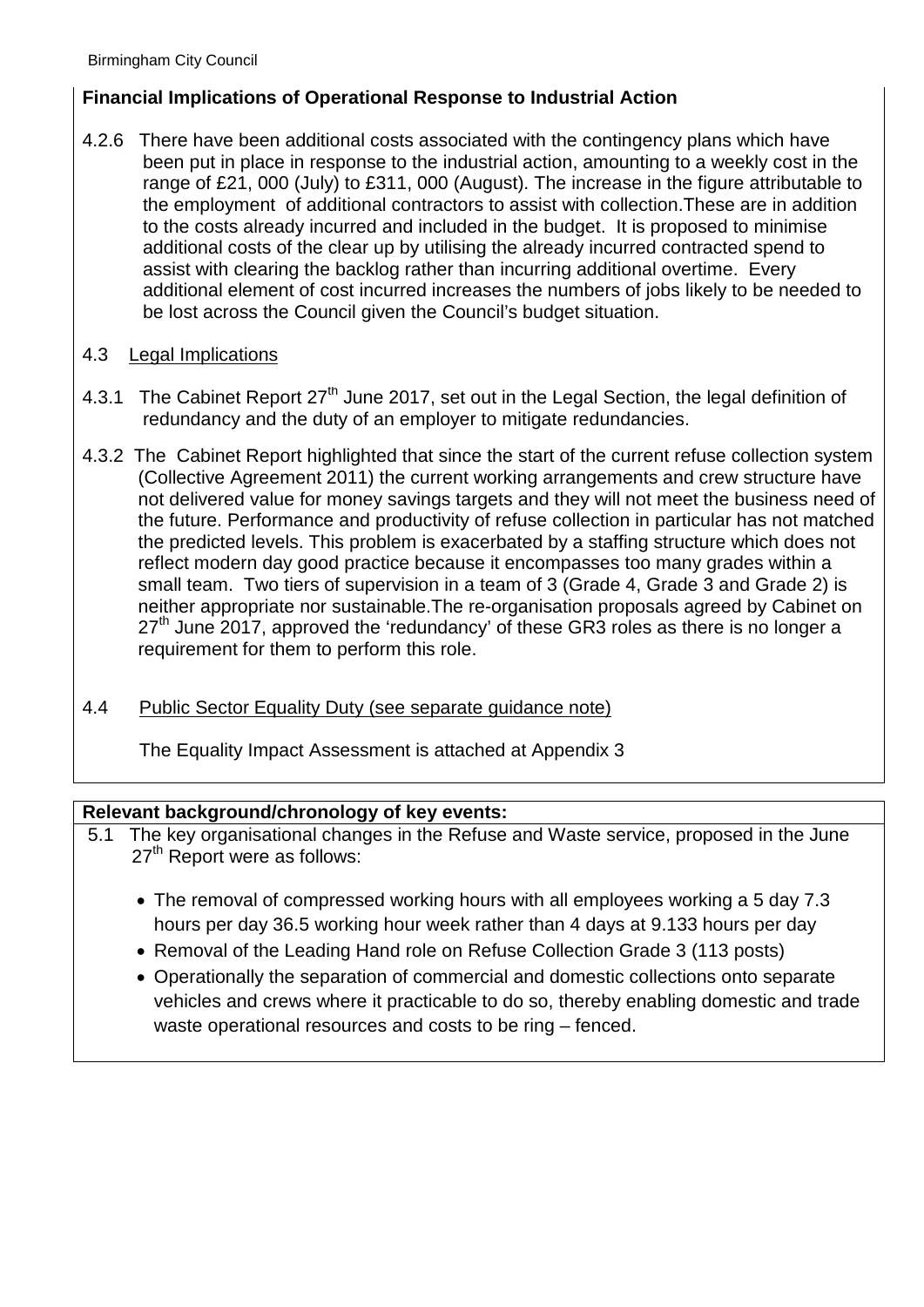**Financial Implications of Operational Response to Industrial Action**

4.2.6 There have been additional costs associated with the contingency plans which have been put in place in response to the industrial action, amounting to a weekly cost in the range of £21, 000 (July) to £311, 000 (August). The increase in the figure attributable to the employment of additional contractors to assist with collection.These are in addition to the costs already incurred and included in the budget. It is proposed to minimise additional costs of the clear up by utilising the already incurred contracted spend to assist with clearing the backlog rather than incurring additional overtime. Every additional element of cost incurred increases the numbers of jobs likely to be needed to be lost across the Council given the Council's budget situation.

4.3 Legal Implications

4.3.1 The Cabinet Report 27th June 2017, set out in the Legal Section, the legal definition of redundancy and the duty of an employer to mitigate redundancies.

4.3.2 The Cabinet Report highlighted that since the start of the current refuse collection system (Collective Agreement 2011) the current working arrangements and crew structure have not delivered value for money savings targets and they will not meet the business need of the future. Performance and productivity of refuse collection in particular has not matched the predicted levels. This problem is exacerbated by a staffing structure which does not reflect modern day good practice because it encompasses too many grades within a small team. Two tiers of supervision in a team of 3 (Grade 4, Grade 3 and Grade 2) is neither appropriate nor sustainable.The re-organisation proposals agreed by Cabinet on 27th June 2017, approved the 'redundancy' of these GR3 roles as there is no longer a requirement for them to perform this role.

4.4 Public Sector Equality Duty (see separate guidance note)

The Equality Impact Assessment is attached at Appendix 3

**Relevant background/chronology of key events:**

5.1 The key organisational changes in the Refuse and Waste service, proposed in the June 27th Report were as follows:

- The removal of compressed working hours with all employees working a 5 day 7.3 hours per day 36.5 working hour week rather than 4 days at 9.133 hours per day
- Removal of the Leading Hand role on Refuse Collection Grade 3 (113 posts)
- Operationally the separation of commercial and domestic collections onto separate vehicles and crews where it practicable to do so, thereby enabling domestic and trade waste operational resources and costs to be ring – fenced.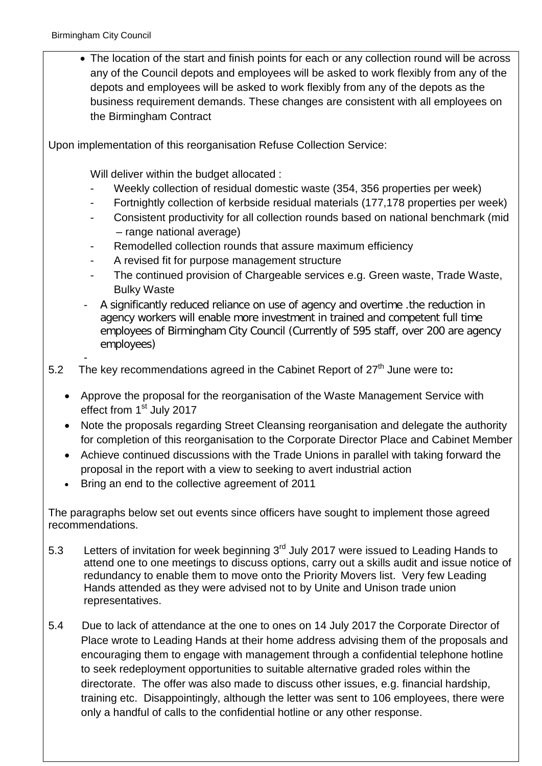- The location of the start and finish points for each or any collection round will be across any of the Council depots and employees will be asked to work flexibly from any of the depots and employees will be asked to work flexibly from any of the depots as the business requirement demands. These changes are consistent with all employees on the Birmingham Contract

Upon implementation of this reorganisation Refuse Collection Service:

Will deliver within the budget allocated :

- Weekly collection of residual domestic waste (354, 356 properties per week)
- Fortnightly collection of kerbside residual materials (177,178 properties per week)
- Consistent productivity for all collection rounds based on national benchmark (mid – range national average)
- Remodelled collection rounds that assure maximum efficiency
- A revised fit for purpose management structure
- The continued provision of Chargeable services e.g. Green waste, Trade Waste, Bulky Waste
- A significantly reduced reliance on use of agency and overtime .the reduction in agency workers will enable more investment in trained and competent full time employees of Birmingham City Council (Currently of 595 staff, over 200 are agency employees)
-

5.2 The key recommendations agreed in the Cabinet Report of 27th June were to**:**

- Approve the proposal for the reorganisation of the Waste Management Service with effect from 1st July 2017
- Note the proposals regarding Street Cleansing reorganisation and delegate the authority for completion of this reorganisation to the Corporate Director Place and Cabinet Member
- Achieve continued discussions with the Trade Unions in parallel with taking forward the proposal in the report with a view to seeking to avert industrial action
- Bring an end to the collective agreement of 2011

The paragraphs below set out events since officers have sought to implement those agreed recommendations.

5.3 Letters of invitation for week beginning 3rd July 2017 were issued to Leading Hands to attend one to one meetings to discuss options, carry out a skills audit and issue notice of redundancy to enable them to move onto the Priority Movers list. Very few Leading Hands attended as they were advised not to by Unite and Unison trade union representatives.

5.4 Due to lack of attendance at the one to ones on 14 July 2017 the Corporate Director of Place wrote to Leading Hands at their home address advising them of the proposals and encouraging them to engage with management through a confidential telephone hotline to seek redeployment opportunities to suitable alternative graded roles within the directorate. The offer was also made to discuss other issues, e.g. financial hardship, training etc. Disappointingly, although the letter was sent to 106 employees, there were only a handful of calls to the confidential hotline or any other response.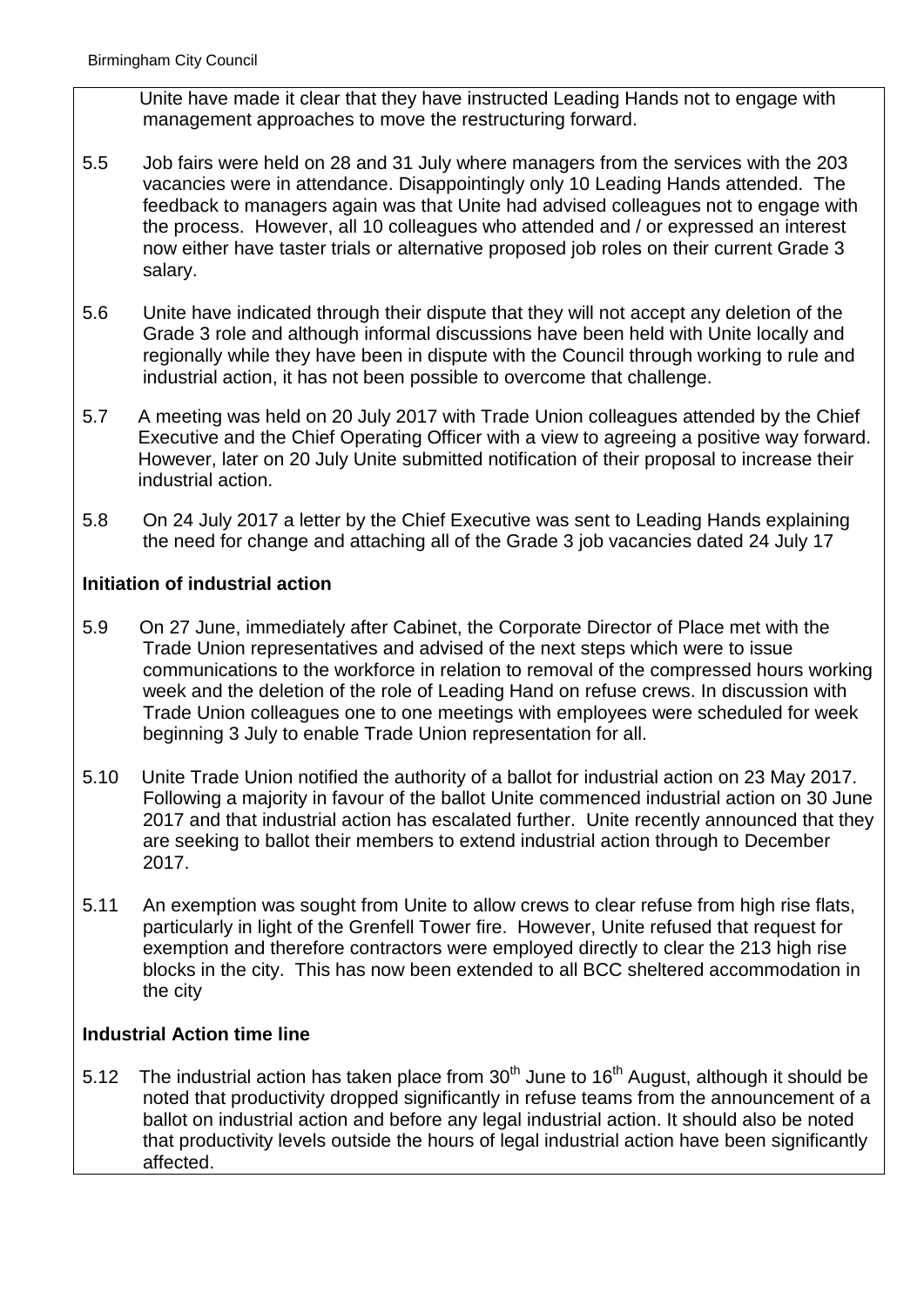Unite have made it clear that they have instructed Leading Hands not to engage with management approaches to move the restructuring forward.

5.5 Job fairs were held on 28 and 31 July where managers from the services with the 203 vacancies were in attendance. Disappointingly only 10 Leading Hands attended. The feedback to managers again was that Unite had advised colleagues not to engage with the process. However, all 10 colleagues who attended and / or expressed an interest now either have taster trials or alternative proposed job roles on their current Grade 3 salary.

5.6 Unite have indicated through their dispute that they will not accept any deletion of the Grade 3 role and although informal discussions have been held with Unite locally and regionally while they have been in dispute with the Council through working to rule and industrial action, it has not been possible to overcome that challenge.

5.7 A meeting was held on 20 July 2017 with Trade Union colleagues attended by the Chief Executive and the Chief Operating Officer with a view to agreeing a positive way forward. However, later on 20 July Unite submitted notification of their proposal to increase their industrial action.

5.8 On 24 July 2017 a letter by the Chief Executive was sent to Leading Hands explaining the need for change and attaching all of the Grade 3 job vacancies dated 24 July 17

**Initiation of industrial action**

5.9 On 27 June, immediately after Cabinet, the Corporate Director of Place met with the Trade Union representatives and advised of the next steps which were to issue communications to the workforce in relation to removal of the compressed hours working week and the deletion of the role of Leading Hand on refuse crews. In discussion with Trade Union colleagues one to one meetings with employees were scheduled for week beginning 3 July to enable Trade Union representation for all.

5.10 Unite Trade Union notified the authority of a ballot for industrial action on 23 May 2017. Following a majority in favour of the ballot Unite commenced industrial action on 30 June 2017 and that industrial action has escalated further. Unite recently announced that they are seeking to ballot their members to extend industrial action through to December 2017.

5.11 An exemption was sought from Unite to allow crews to clear refuse from high rise flats, particularly in light of the Grenfell Tower fire. However, Unite refused that request for exemption and therefore contractors were employed directly to clear the 213 high rise blocks in the city. This has now been extended to all BCC sheltered accommodation in the city

**Industrial Action time line**

5.12 The industrial action has taken place from 30th June to 16th August, although it should be noted that productivity dropped significantly in refuse teams from the announcement of a ballot on industrial action and before any legal industrial action. It should also be noted that productivity levels outside the hours of legal industrial action have been significantly affected.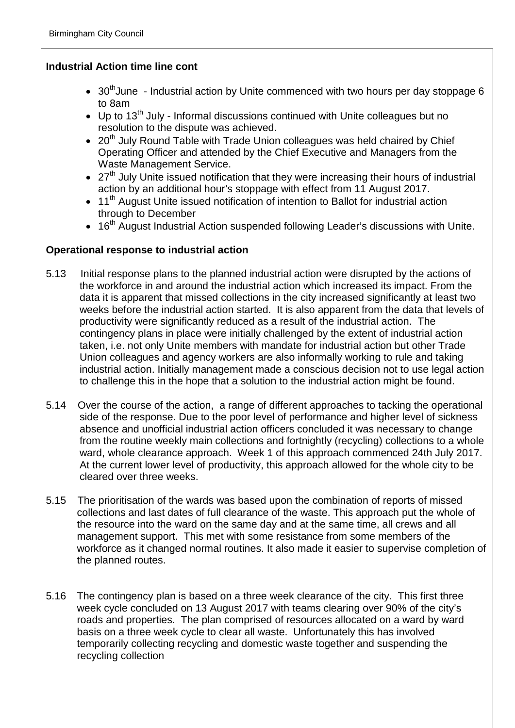**Industrial Action time line cont**

- 30th June - Industrial action by Unite commenced with two hours per day stoppage 6 to 8am
- Up to 13th July - Informal discussions continued with Unite colleagues but no resolution to the dispute was achieved.
- 20th July Round Table with Trade Union colleagues was held chaired by Chief Operating Officer and attended by the Chief Executive and Managers from the Waste Management Service.
- 27th July Unite issued notification that they were increasing their hours of industrial action by an additional hour's stoppage with effect from 11 August 2017.
- 11th August Unite issued notification of intention to Ballot for industrial action through to December
- 16th August Industrial Action suspended following Leader's discussions with Unite.

**Operational response to industrial action**

5.13 Initial response plans to the planned industrial action were disrupted by the actions of the workforce in and around the industrial action which increased its impact. From the data it is apparent that missed collections in the city increased significantly at least two weeks before the industrial action started. It is also apparent from the data that levels of productivity were significantly reduced as a result of the industrial action. The contingency plans in place were initially challenged by the extent of industrial action taken, i.e. not only Unite members with mandate for industrial action but other Trade Union colleagues and agency workers are also informally working to rule and taking industrial action. Initially management made a conscious decision not to use legal action to challenge this in the hope that a solution to the industrial action might be found.

5.14 Over the course of the action, a range of different approaches to tacking the operational side of the response. Due to the poor level of performance and higher level of sickness absence and unofficial industrial action officers concluded it was necessary to change from the routine weekly main collections and fortnightly (recycling) collections to a whole ward, whole clearance approach. Week 1 of this approach commenced 24th July 2017. At the current lower level of productivity, this approach allowed for the whole city to be cleared over three weeks.

5.15 The prioritisation of the wards was based upon the combination of reports of missed collections and last dates of full clearance of the waste. This approach put the whole of the resource into the ward on the same day and at the same time, all crews and all management support. This met with some resistance from some members of the workforce as it changed normal routines. It also made it easier to supervise completion of the planned routes.

5.16 The contingency plan is based on a three week clearance of the city. This first three week cycle concluded on 13 August 2017 with teams clearing over 90% of the city's roads and properties. The plan comprised of resources allocated on a ward by ward basis on a three week cycle to clear all waste. Unfortunately this has involved temporarily collecting recycling and domestic waste together and suspending the recycling collection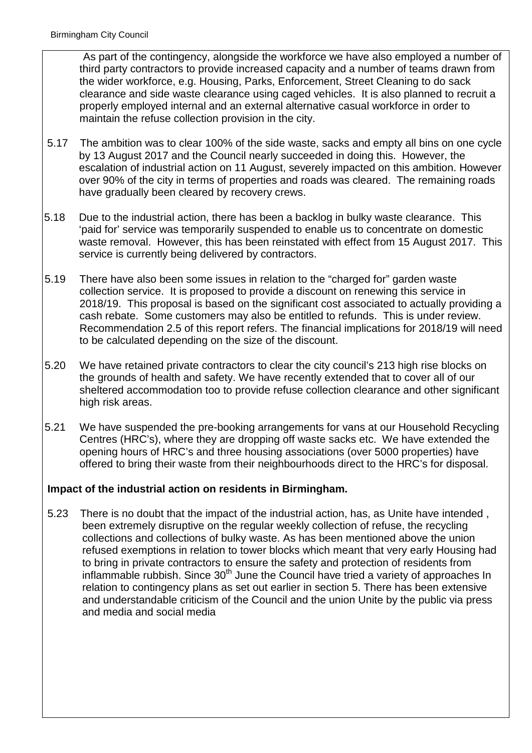As part of the contingency, alongside the workforce we have also employed a number of third party contractors to provide increased capacity and a number of teams drawn from the wider workforce, e.g. Housing, Parks, Enforcement, Street Cleaning to do sack clearance and side waste clearance using caged vehicles. It is also planned to recruit a properly employed internal and an external alternative casual workforce in order to maintain the refuse collection provision in the city.

5.17 The ambition was to clear 100% of the side waste, sacks and empty all bins on one cycle by 13 August 2017 and the Council nearly succeeded in doing this. However, the escalation of industrial action on 11 August, severely impacted on this ambition. However over 90% of the city in terms of properties and roads was cleared. The remaining roads have gradually been cleared by recovery crews.

5.18 Due to the industrial action, there has been a backlog in bulky waste clearance. This 'paid for' service was temporarily suspended to enable us to concentrate on domestic waste removal. However, this has been reinstated with effect from 15 August 2017. This service is currently being delivered by contractors.

5.19 There have also been some issues in relation to the "charged for" garden waste collection service. It is proposed to provide a discount on renewing this service in 2018/19. This proposal is based on the significant cost associated to actually providing a cash rebate. Some customers may also be entitled to refunds. This is under review. Recommendation 2.5 of this report refers. The financial implications for 2018/19 will need to be calculated depending on the size of the discount.

5.20 We have retained private contractors to clear the city council's 213 high rise blocks on the grounds of health and safety. We have recently extended that to cover all of our sheltered accommodation too to provide refuse collection clearance and other significant high risk areas.

5.21 We have suspended the pre-booking arrangements for vans at our Household Recycling Centres (HRC's), where they are dropping off waste sacks etc. We have extended the opening hours of HRC's and three housing associations (over 5000 properties) have offered to bring their waste from their neighbourhoods direct to the HRC's for disposal.

**Impact of the industrial action on residents in Birmingham.**

5.23 There is no doubt that the impact of the industrial action, has, as Unite have intended , been extremely disruptive on the regular weekly collection of refuse, the recycling collections and collections of bulky waste. As has been mentioned above the union refused exemptions in relation to tower blocks which meant that very early Housing had to bring in private contractors to ensure the safety and protection of residents from inflammable rubbish. Since 30th June the Council have tried a variety of approaches In relation to contingency plans as set out earlier in section 5. There has been extensive and understandable criticism of the Council and the union Unite by the public via press and media and social media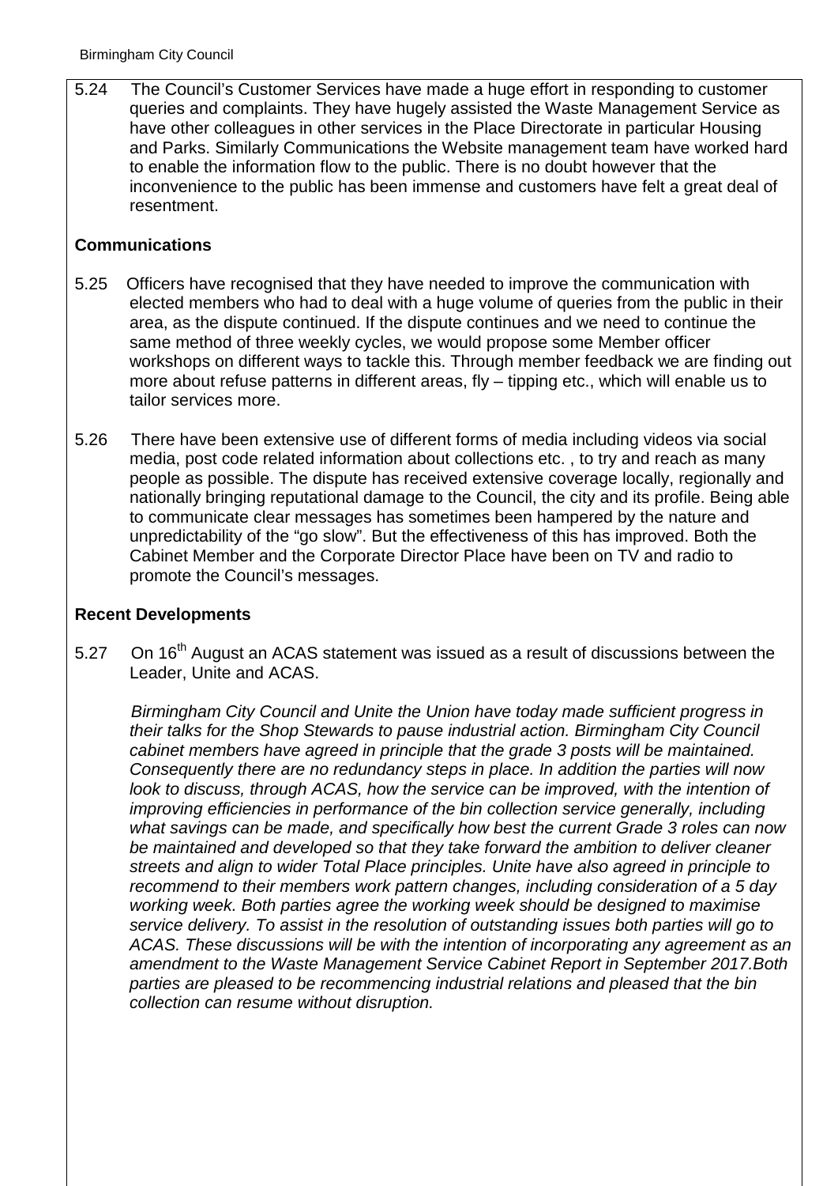5.24 The Council's Customer Services have made a huge effort in responding to customer queries and complaints. They have hugely assisted the Waste Management Service as have other colleagues in other services in the Place Directorate in particular Housing and Parks. Similarly Communications the Website management team have worked hard to enable the information flow to the public. There is no doubt however that the inconvenience to the public has been immense and customers have felt a great deal of resentment.

**Communications**

5.25 Officers have recognised that they have needed to improve the communication with elected members who had to deal with a huge volume of queries from the public in their area, as the dispute continued. If the dispute continues and we need to continue the same method of three weekly cycles, we would propose some Member officer workshops on different ways to tackle this. Through member feedback we are finding out more about refuse patterns in different areas, fly – tipping etc., which will enable us to tailor services more.

5.26 There have been extensive use of different forms of media including videos via social media, post code related information about collections etc. , to try and reach as many people as possible. The dispute has received extensive coverage locally, regionally and nationally bringing reputational damage to the Council, the city and its profile. Being able to communicate clear messages has sometimes been hampered by the nature and unpredictability of the "go slow". But the effectiveness of this has improved. Both the Cabinet Member and the Corporate Director Place have been on TV and radio to promote the Council's messages.

**Recent Developments**

5.27 On 16th August an ACAS statement was issued as a result of discussions between the Leader, Unite and ACAS.

*Birmingham City Council and Unite the Union have today made sufficient progress in their talks for the Shop Stewards to pause industrial action. Birmingham City Council cabinet members have agreed in principle that the grade 3 posts will be maintained. Consequently there are no redundancy steps in place. In addition the parties will now look to discuss, through ACAS, how the service can be improved, with the intention of improving efficiencies in performance of the bin collection service generally, including what savings can be made, and specifically how best the current Grade 3 roles can now be maintained and developed so that they take forward the ambition to deliver cleaner streets and align to wider Total Place principles. Unite have also agreed in principle to recommend to their members work pattern changes, including consideration of a 5 day working week. Both parties agree the working week should be designed to maximise service delivery. To assist in the resolution of outstanding issues both parties will go to ACAS. These discussions will be with the intention of incorporating any agreement as an amendment to the Waste Management Service Cabinet Report in September 2017.Both parties are pleased to be recommencing industrial relations and pleased that the bin collection can resume without disruption.*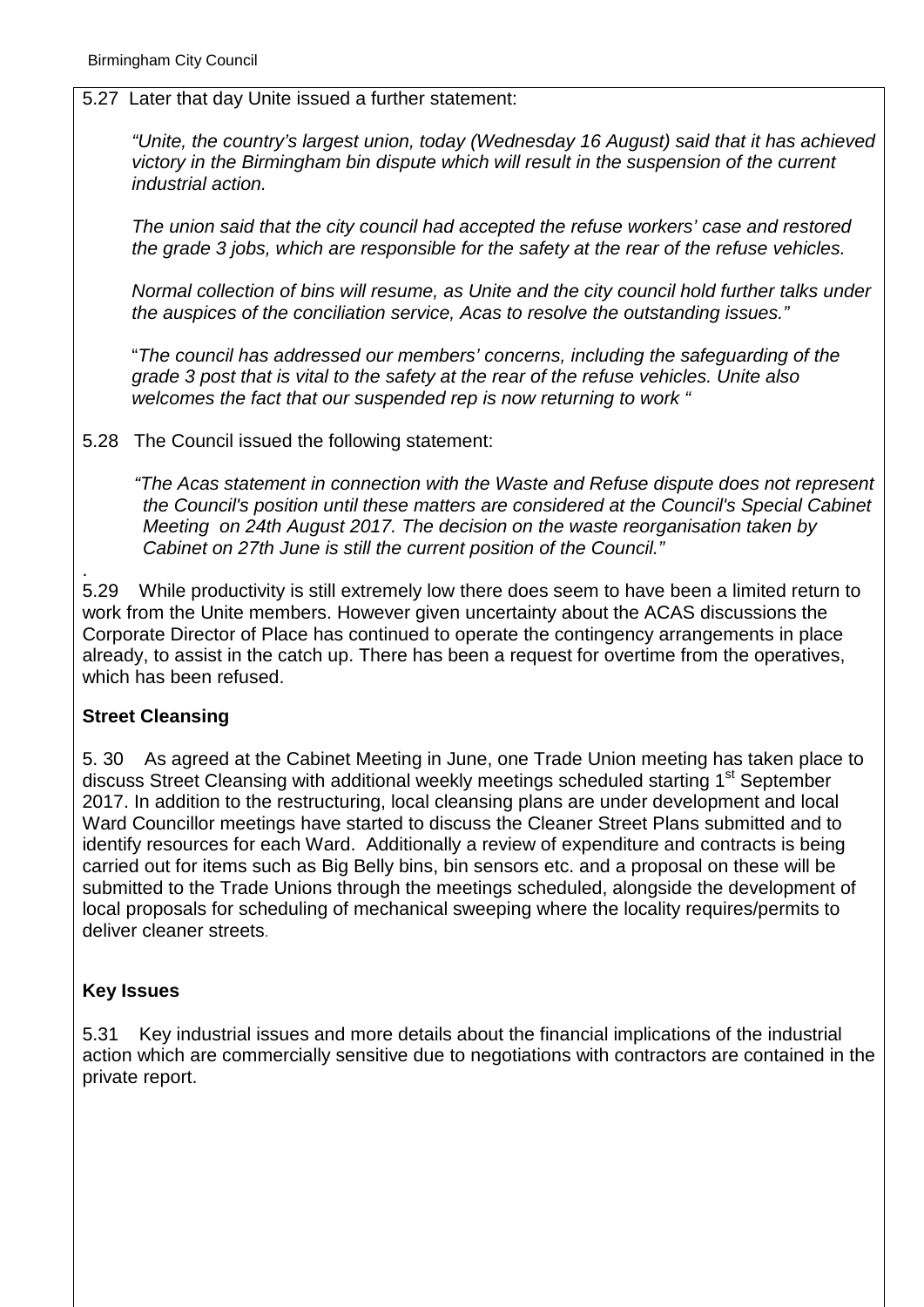5.27 Later that day Unite issued a further statement:

*"Unite, the country's largest union, today (Wednesday 16 August) said that it has achieved victory in the Birmingham bin dispute which will result in the suspension of the current industrial action.*

*The union said that the city council had accepted the refuse workers' case and restored the grade 3 jobs, which are responsible for the safety at the rear of the refuse vehicles.*

*Normal collection of bins will resume, as Unite and the city council hold further talks under the auspices of the conciliation service, Acas to resolve the outstanding issues."*

"*The council has addressed our members' concerns, including the safeguarding of the grade 3 post that is vital to the safety at the rear of the refuse vehicles. Unite also welcomes the fact that our suspended rep is now returning to work "*

5.28 The Council issued the following statement:

*"The Acas statement in connection with the Waste and Refuse dispute does not represent the Council's position until these matters are considered at the Council's Special Cabinet Meeting on 24th August 2017. The decision on the waste reorganisation taken by Cabinet on 27th June is still the current position of the Council."*

.
5.29 While productivity is still extremely low there does seem to have been a limited return to work from the Unite members. However given uncertainty about the ACAS discussions the Corporate Director of Place has continued to operate the contingency arrangements in place already, to assist in the catch up. There has been a request for overtime from the operatives, which has been refused.

**Street Cleansing**

5. 30 As agreed at the Cabinet Meeting in June, one Trade Union meeting has taken place to discuss Street Cleansing with additional weekly meetings scheduled starting 1st September 2017. In addition to the restructuring, local cleansing plans are under development and local Ward Councillor meetings have started to discuss the Cleaner Street Plans submitted and to identify resources for each Ward. Additionally a review of expenditure and contracts is being carried out for items such as Big Belly bins, bin sensors etc. and a proposal on these will be submitted to the Trade Unions through the meetings scheduled, alongside the development of local proposals for scheduling of mechanical sweeping where the locality requires/permits to deliver cleaner streets.

**Key Issues**

5.31 Key industrial issues and more details about the financial implications of the industrial action which are commercially sensitive due to negotiations with contractors are contained in the private report.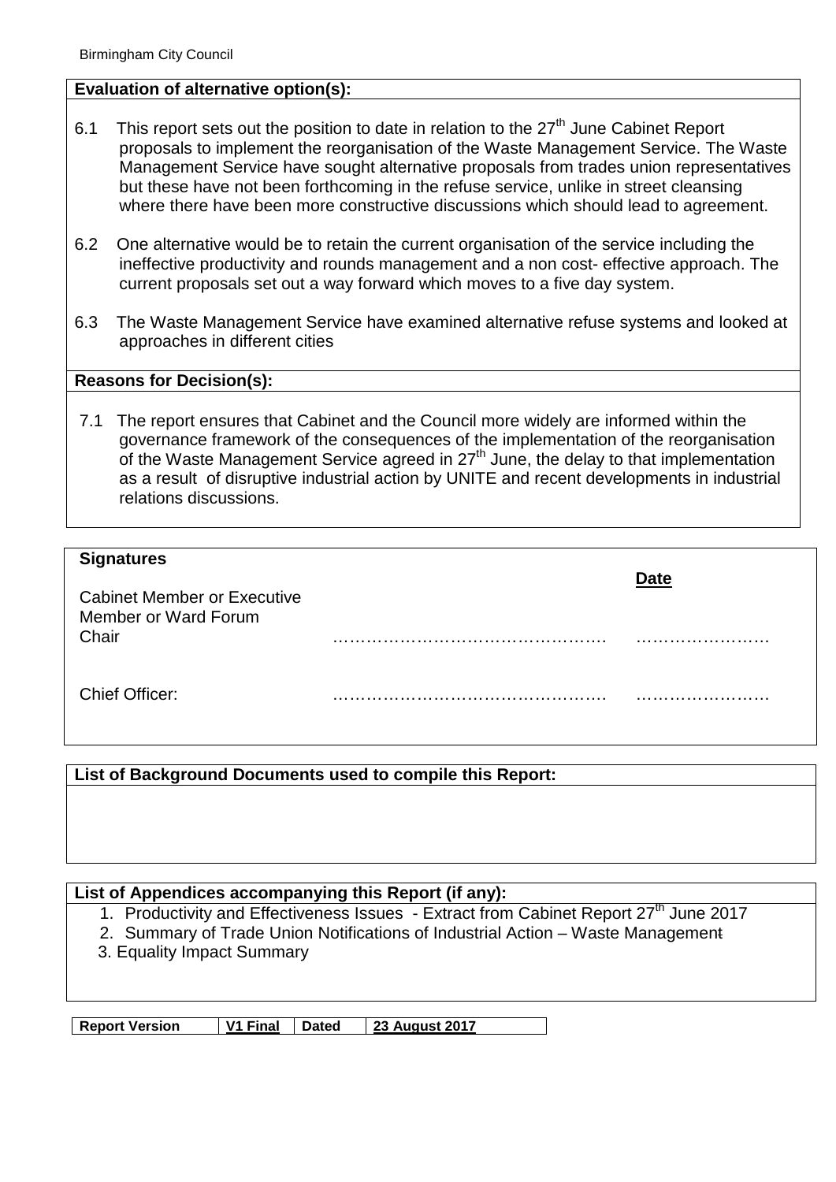**Evaluation of alternative option(s):**

6.1 This report sets out the position to date in relation to the 27th June Cabinet Report proposals to implement the reorganisation of the Waste Management Service. The Waste Management Service have sought alternative proposals from trades union representatives but these have not been forthcoming in the refuse service, unlike in street cleansing where there have been more constructive discussions which should lead to agreement.

6.2 One alternative would be to retain the current organisation of the service including the ineffective productivity and rounds management and a non cost- effective approach. The current proposals set out a way forward which moves to a five day system.

6.3 The Waste Management Service have examined alternative refuse systems and looked at approaches in different cities

**Reasons for Decision(s):**

7.1 The report ensures that Cabinet and the Council more widely are informed within the governance framework of the consequences of the implementation of the reorganisation of the Waste Management Service agreed in 27th June, the delay to that implementation as a result of disruptive industrial action by UNITE and recent developments in industrial relations discussions.

**Signatures**

| | | **Date** |
|---|---|---|
| Cabinet Member or Executive Member or Ward Forum Chair | …………………………………………. | …………………… |
| Chief Officer: | …………………………………………. | …………………… |

**List of Background Documents used to compile this Report:**

**List of Appendices accompanying this Report (if any):**

1. Productivity and Effectiveness Issues - Extract from Cabinet Report 27th June 2017
2. Summary of Trade Union Notifications of Industrial Action – Waste Management
3. Equality Impact Summary

| | | | |
|---|---|---|---|
| **Report Version** | **V1 Final** | **Dated** | **23 August 2017** |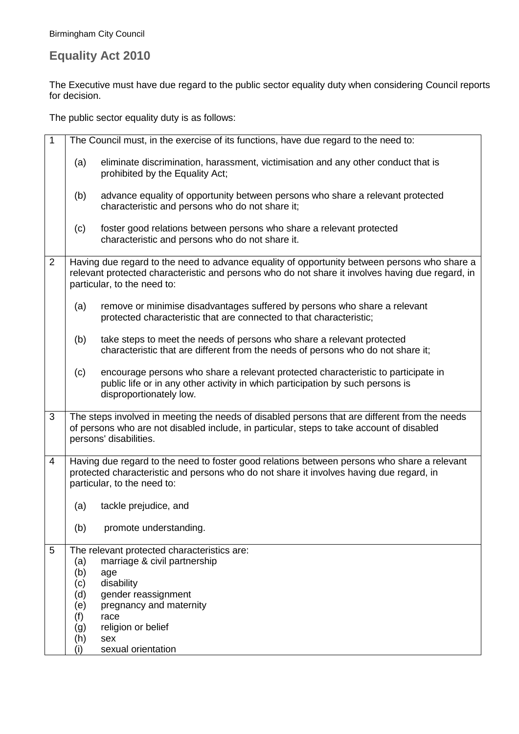Birmingham City Council

## Equality Act 2010

The Executive must have due regard to the public sector equality duty when considering Council reports for decision.

The public sector equality duty is as follows:

| | |
|---|---|
| 1 | The Council must, in the exercise of its functions, have due regard to the need to:<br><br>(a) eliminate discrimination, harassment, victimisation and any other conduct that is prohibited by the Equality Act;<br><br>(b) advance equality of opportunity between persons who share a relevant protected characteristic and persons who do not share it;<br><br>(c) foster good relations between persons who share a relevant protected characteristic and persons who do not share it. |
| 2 | Having due regard to the need to advance equality of opportunity between persons who share a relevant protected characteristic and persons who do not share it involves having due regard, in particular, to the need to:<br><br>(a) remove or minimise disadvantages suffered by persons who share a relevant protected characteristic that are connected to that characteristic;<br><br>(b) take steps to meet the needs of persons who share a relevant protected characteristic that are different from the needs of persons who do not share it;<br><br>(c) encourage persons who share a relevant protected characteristic to participate in public life or in any other activity in which participation by such persons is disproportionately low. |
| 3 | The steps involved in meeting the needs of disabled persons that are different from the needs of persons who are not disabled include, in particular, steps to take account of disabled persons' disabilities. |
| 4 | Having due regard to the need to foster good relations between persons who share a relevant protected characteristic and persons who do not share it involves having due regard, in particular, to the need to:<br><br>(a) tackle prejudice, and<br><br>(b) promote understanding. |
| 5 | The relevant protected characteristics are:<br>(a) marriage & civil partnership<br>(b) age<br>(c) disability<br>(d) gender reassignment<br>(e) pregnancy and maternity<br>(f) race<br>(g) religion or belief<br>(h) sex<br>(i) sexual orientation |